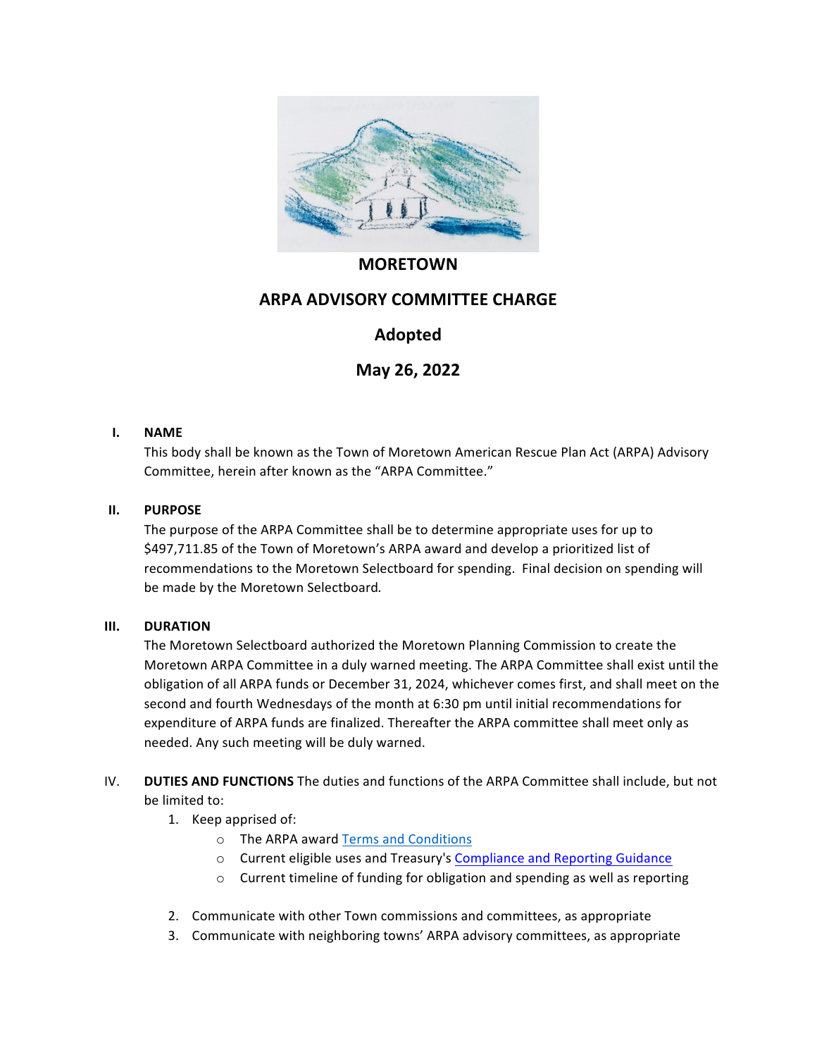# MORETOWN

## ARPA ADVISORY COMMITTEE CHARGE

## Adopted

## May 26, 2022

**I. NAME**

This body shall be known as the Town of Moretown American Rescue Plan Act (ARPA) Advisory Committee, herein after known as the "ARPA Committee."

**II. PURPOSE**

The purpose of the ARPA Committee shall be to determine appropriate uses for up to $497,711.85 of the Town of Moretown's ARPA award and develop a prioritized list of recommendations to the Moretown Selectboard for spending. Final decision on spending will be made by the Moretown Selectboard.

**III. DURATION**

The Moretown Selectboard authorized the Moretown Planning Commission to create the Moretown ARPA Committee in a duly warned meeting. The ARPA Committee shall exist until the obligation of all ARPA funds or December 31, 2024, whichever comes first, and shall meet on the second and fourth Wednesdays of the month at 6:30 pm until initial recommendations for expenditure of ARPA funds are finalized. Thereafter the ARPA committee shall meet only as needed. Any such meeting will be duly warned.

IV. **DUTIES AND FUNCTIONS** The duties and functions of the ARPA Committee shall include, but not be limited to:

1. Keep apprised of:
   - The ARPA award Terms and Conditions
   - Current eligible uses and Treasury's Compliance and Reporting Guidance
   - Current timeline of funding for obligation and spending as well as reporting
2. Communicate with other Town commissions and committees, as appropriate
3. Communicate with neighboring towns' ARPA advisory committees, as appropriate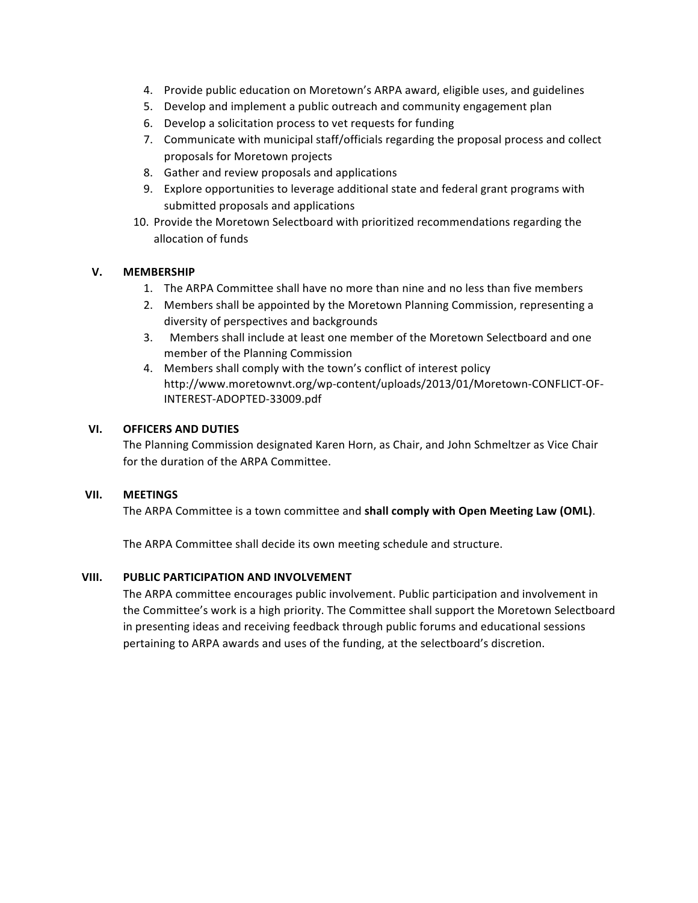4. Provide public education on Moretown's ARPA award, eligible uses, and guidelines
5. Develop and implement a public outreach and community engagement plan
6. Develop a solicitation process to vet requests for funding
7. Communicate with municipal staff/officials regarding the proposal process and collect proposals for Moretown projects
8. Gather and review proposals and applications
9. Explore opportunities to leverage additional state and federal grant programs with submitted proposals and applications
10. Provide the Moretown Selectboard with prioritized recommendations regarding the allocation of funds

## V. MEMBERSHIP

1. The ARPA Committee shall have no more than nine and no less than five members
2. Members shall be appointed by the Moretown Planning Commission, representing a diversity of perspectives and backgrounds
3. Members shall include at least one member of the Moretown Selectboard and one member of the Planning Commission
4. Members shall comply with the town's conflict of interest policy http://www.moretownvt.org/wp-content/uploads/2013/01/Moretown-CONFLICT-OF-INTEREST-ADOPTED-33009.pdf

## VI. OFFICERS AND DUTIES

The Planning Commission designated Karen Horn, as Chair, and John Schmeltzer as Vice Chair for the duration of the ARPA Committee.

## VII. MEETINGS

The ARPA Committee is a town committee and **shall comply with Open Meeting Law (OML)**.

The ARPA Committee shall decide its own meeting schedule and structure.

## VIII. PUBLIC PARTICIPATION AND INVOLVEMENT

The ARPA committee encourages public involvement. Public participation and involvement in the Committee's work is a high priority. The Committee shall support the Moretown Selectboard in presenting ideas and receiving feedback through public forums and educational sessions pertaining to ARPA awards and uses of the funding, at the selectboard's discretion.